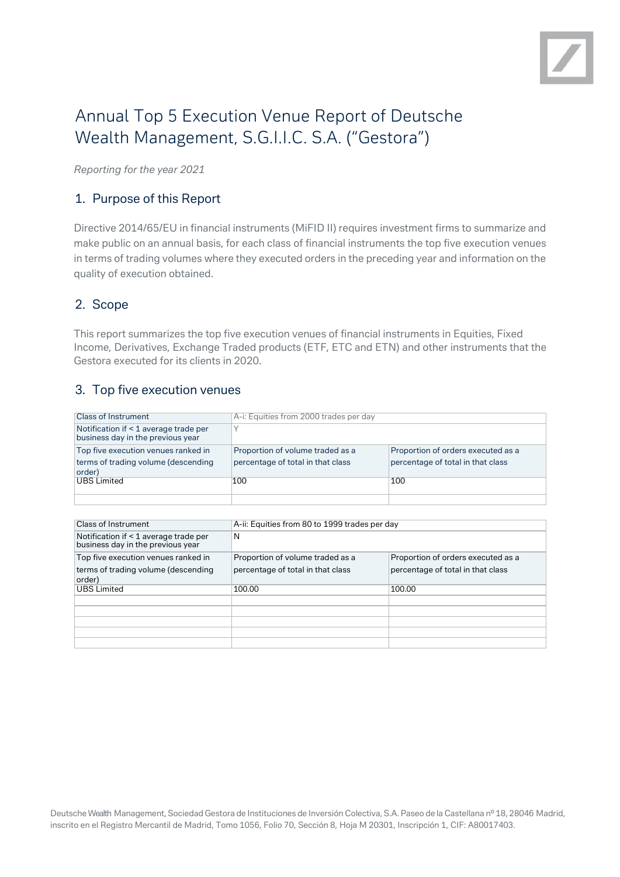# Annual Top 5 Execution Venue Report of Deutsche Wealth Management, S.G.I.I.C. S.A. ("Gestora")

*Reporting for the year 2021*

## 1. Purpose of this Report

Directive 2014/65/EU in financial instruments (MiFID II) requires investment firms to summarize and make public on an annual basis, for each class of financial instruments the top five execution venues in terms of trading volumes where they executed orders in the preceding year and information on the quality of execution obtained.

## 2. Scope

This report summarizes the top five execution venues of financial instruments in Equities, Fixed Income, Derivatives, Exchange Traded products (ETF, ETC and ETN) and other instruments that the Gestora executed for its clients in 2020.

## 3. Top five execution venues

| Class of Instrument | A-i: Equities from 2000 trades per day | |
|---|---|---|
| Notification if < 1 average trade per business day in the previous year | Y | |
| Top five execution venues ranked in terms of trading volume (descending order) | Proportion of volume traded as a percentage of total in that class | Proportion of orders executed as a percentage of total in that class |
| UBS Limited | 100 | 100 |
| | | |

| Class of Instrument | A-ii: Equities from 80 to 1999 trades per day | |
|---|---|---|
| Notification if < 1 average trade per business day in the previous year | N | |
| Top five execution venues ranked in terms of trading volume (descending order) | Proportion of volume traded as a percentage of total in that class | Proportion of orders executed as a percentage of total in that class |
| UBS Limited | 100.00 | 100.00 |
| | | |
| | | |
| | | |
| | | |
| | | |

Deutsche Wealth Management, Sociedad Gestora de Instituciones de Inversión Colectiva, S.A. Paseo de la Castellana nº 18, 28046 Madrid, inscrito en el Registro Mercantil de Madrid, Tomo 1056, Folio 70, Sección 8, Hoja M 20301, Inscripción 1, CIF: A80017403.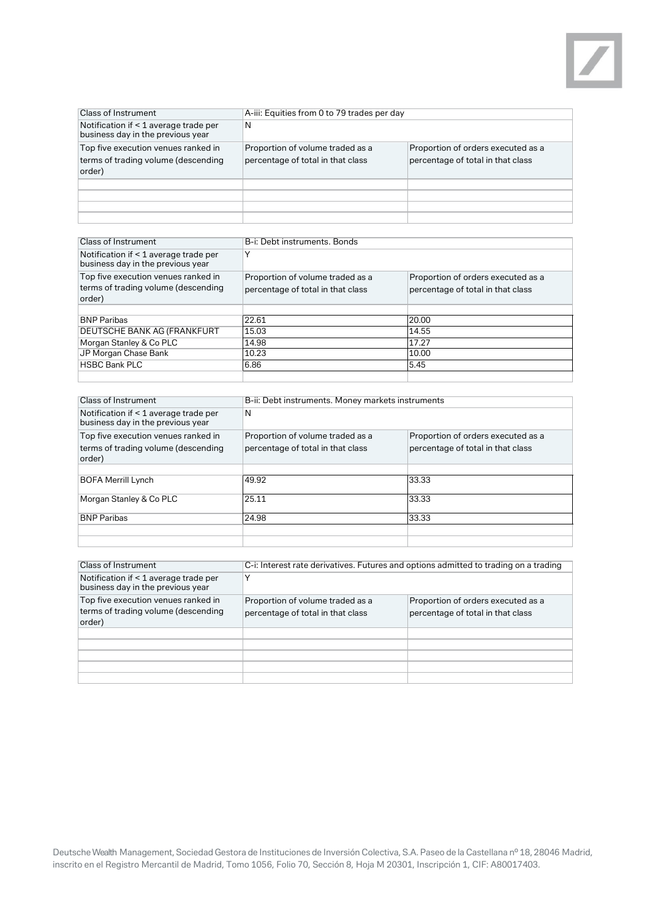| Class of Instrument | A-iii: Equities from 0 to 79 trades per day | |
|---|---|---|
| Notification if < 1 average trade per business day in the previous year | N | |
| Top five execution venues ranked in terms of trading volume (descending order) | Proportion of volume traded as a percentage of total in that class | Proportion of orders executed as a percentage of total in that class |
| | | |
| | | |
| | | |
| | | |

| Class of Instrument | B-i: Debt instruments. Bonds | |
|---|---|---|
| Notification if < 1 average trade per business day in the previous year | Y | |
| Top five execution venues ranked in terms of trading volume (descending order) | Proportion of volume traded as a percentage of total in that class | Proportion of orders executed as a percentage of total in that class |
| | | |
| BNP Paribas | 22.61 | 20.00 |
| DEUTSCHE BANK AG (FRANKFURT | 15.03 | 14.55 |
| Morgan Stanley & Co PLC | 14.98 | 17.27 |
| JP Morgan Chase Bank | 10.23 | 10.00 |
| HSBC Bank PLC | 6.86 | 5.45 |
| | | |

| Class of Instrument | B-ii: Debt instruments. Money markets instruments | |
|---|---|---|
| Notification if < 1 average trade per business day in the previous year | N | |
| Top five execution venues ranked in terms of trading volume (descending order) | Proportion of volume traded as a percentage of total in that class | Proportion of orders executed as a percentage of total in that class |
| | | |
| BOFA Merrill Lynch | 49.92 | 33.33 |
| Morgan Stanley & Co PLC | 25.11 | 33.33 |
| BNP Paribas | 24.98 | 33.33 |
| | | |
| | | |

| Class of Instrument | C-i: Interest rate derivatives. Futures and options admitted to trading on a trading | |
|---|---|---|
| Notification if < 1 average trade per business day in the previous year | Y | |
| Top five execution venues ranked in terms of trading volume (descending order) | Proportion of volume traded as a percentage of total in that class | Proportion of orders executed as a percentage of total in that class |
| | | |
| | | |
| | | |
| | | |
| | | |

Deutsche Wealth Management, Sociedad Gestora de Instituciones de Inversión Colectiva, S.A. Paseo de la Castellana nº 18, 28046 Madrid, inscrito en el Registro Mercantil de Madrid, Tomo 1056, Folio 70, Sección 8, Hoja M 20301, Inscripción 1, CIF: A80017403.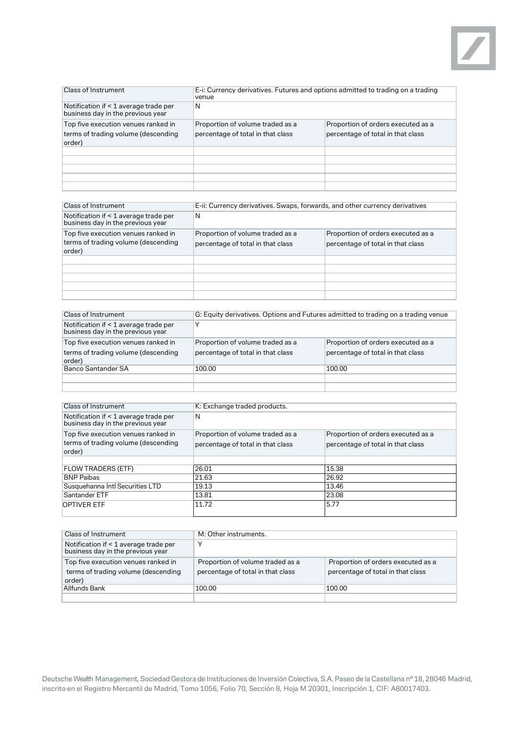| Class of Instrument | E-i: Currency derivatives. Futures and options admitted to trading on a trading venue | |
|---|---|---|
| Notification if < 1 average trade per business day in the previous year | N | |
| Top five execution venues ranked in terms of trading volume (descending order) | Proportion of volume traded as a percentage of total in that class | Proportion of orders executed as a percentage of total in that class |
| | | |
| | | |
| | | |
| | | |
| | | |

| Class of Instrument | E-ii: Currency derivatives. Swaps, forwards, and other currency derivatives | |
|---|---|---|
| Notification if < 1 average trade per business day in the previous year | N | |
| Top five execution venues ranked in terms of trading volume (descending order) | Proportion of volume traded as a percentage of total in that class | Proportion of orders executed as a percentage of total in that class |
| | | |
| | | |
| | | |
| | | |
| | | |

| Class of Instrument | G: Equity derivatives. Options and Futures admitted to trading on a trading venue | |
|---|---|---|
| Notification if < 1 average trade per business day in the previous year | Y | |
| Top five execution venues ranked in terms of trading volume (descending order) | Proportion of volume traded as a percentage of total in that class | Proportion of orders executed as a percentage of total in that class |
| Banco Santander SA | 100.00 | 100.00 |
| | | |
| | | |

| Class of Instrument | K: Exchange traded products. | |
|---|---|---|
| Notification if < 1 average trade per business day in the previous year | N | |
| Top five execution venues ranked in terms of trading volume (descending order) | Proportion of volume traded as a percentage of total in that class | Proportion of orders executed as a percentage of total in that class |
| FLOW TRADERS (ETF) | 26.01 | 15.38 |
| BNP Paibas | 21.63 | 26.92 |
| Susquehanna Intl Securities LTD | 19.13 | 13.46 |
| Santander ETF | 13.81 | 23.08 |
| OPTIVER ETF | 11.72 | 5.77 |

| Class of Instrument | M: Other instruments. | |
|---|---|---|
| Notification if < 1 average trade per business day in the previous year | Y | |
| Top five execution venues ranked in terms of trading volume (descending order) | Proportion of volume traded as a percentage of total in that class | Proportion of orders executed as a percentage of total in that class |
| Allfunds Bank | 100.00 | 100.00 |
| | | |

Deutsche Wealth Management, Sociedad Gestora de Instituciones de Inversión Colectiva, S.A. Paseo de la Castellana nº 18, 28046 Madrid, inscrito en el Registro Mercantil de Madrid, Tomo 1056, Folio 70, Sección 8, Hoja M 20301, Inscripción 1, CIF: A80017403.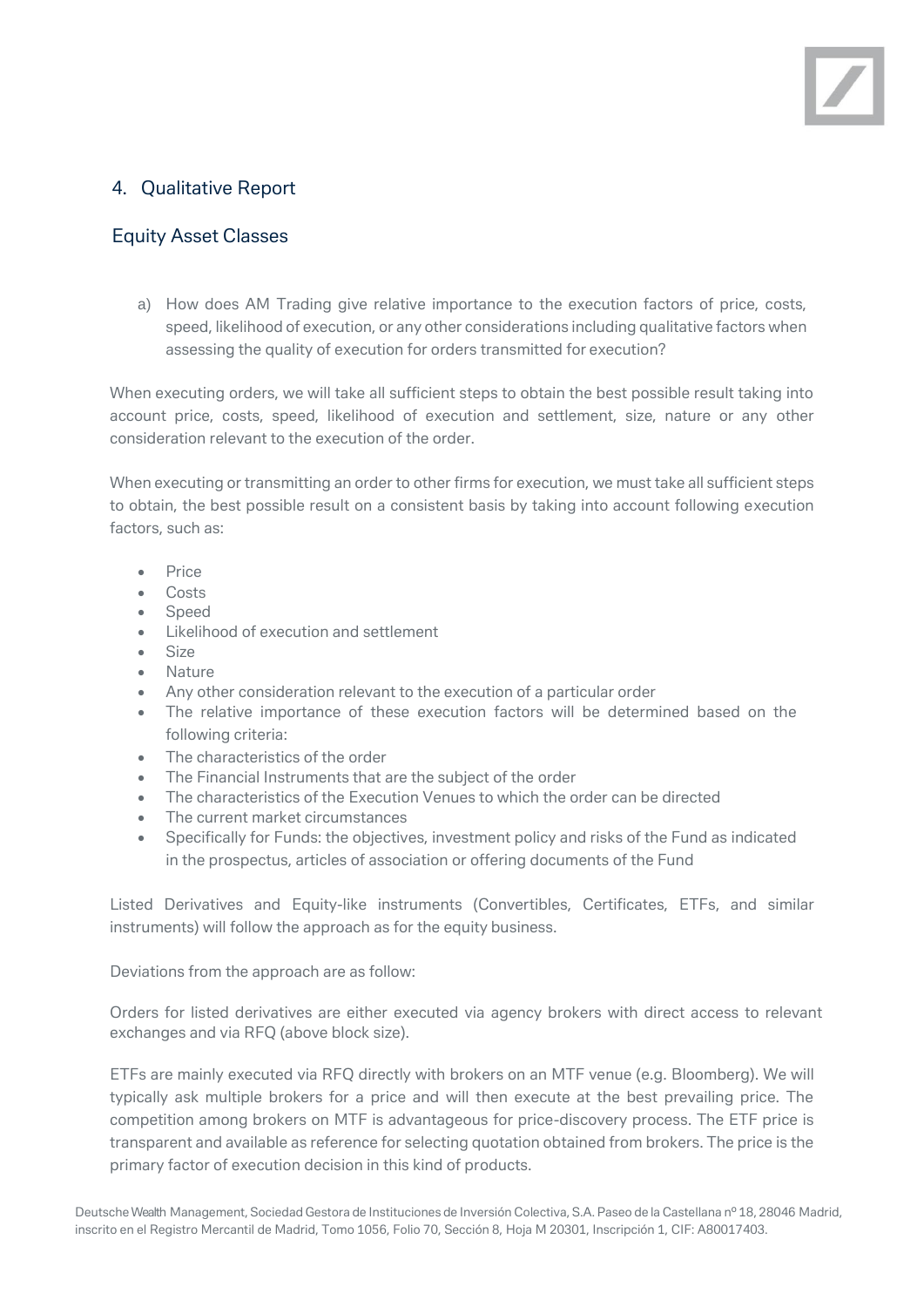## 4. Qualitative Report

### Equity Asset Classes

a) How does AM Trading give relative importance to the execution factors of price, costs, speed, likelihood of execution, or any other considerations including qualitative factors when assessing the quality of execution for orders transmitted for execution?

When executing orders, we will take all sufficient steps to obtain the best possible result taking into account price, costs, speed, likelihood of execution and settlement, size, nature or any other consideration relevant to the execution of the order.

When executing or transmitting an order to other firms for execution, we must take all sufficient steps to obtain, the best possible result on a consistent basis by taking into account following execution factors, such as:

- Price
- Costs
- Speed
- Likelihood of execution and settlement
- Size
- Nature
- Any other consideration relevant to the execution of a particular order
- The relative importance of these execution factors will be determined based on the following criteria:
- The characteristics of the order
- The Financial Instruments that are the subject of the order
- The characteristics of the Execution Venues to which the order can be directed
- The current market circumstances
- Specifically for Funds: the objectives, investment policy and risks of the Fund as indicated in the prospectus, articles of association or offering documents of the Fund

Listed Derivatives and Equity-like instruments (Convertibles, Certificates, ETFs, and similar instruments) will follow the approach as for the equity business.

Deviations from the approach are as follow:

Orders for listed derivatives are either executed via agency brokers with direct access to relevant exchanges and via RFQ (above block size).

ETFs are mainly executed via RFQ directly with brokers on an MTF venue (e.g. Bloomberg). We will typically ask multiple brokers for a price and will then execute at the best prevailing price. The competition among brokers on MTF is advantageous for price-discovery process. The ETF price is transparent and available as reference for selecting quotation obtained from brokers. The price is the primary factor of execution decision in this kind of products.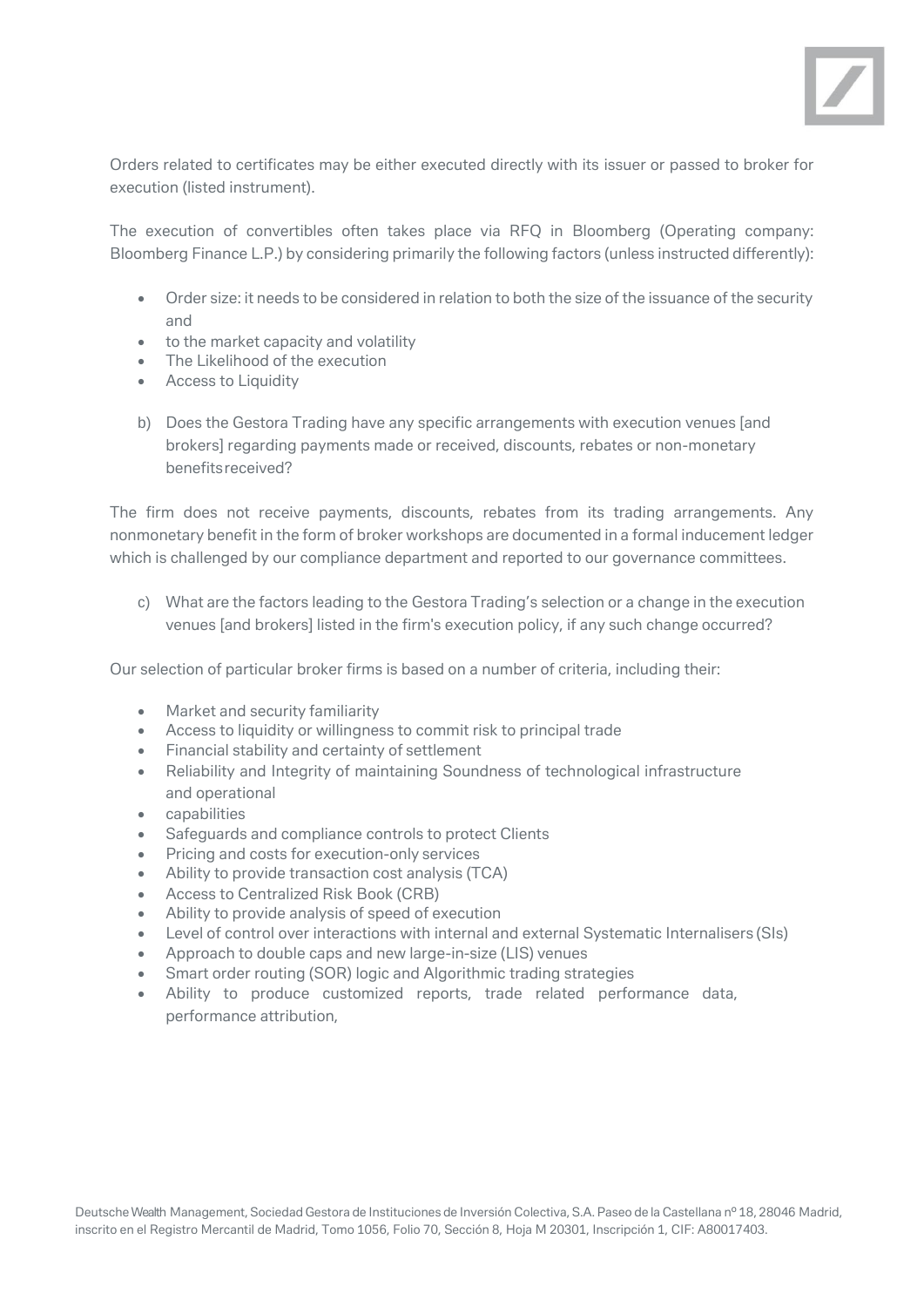Orders related to certificates may be either executed directly with its issuer or passed to broker for execution (listed instrument).

The execution of convertibles often takes place via RFQ in Bloomberg (Operating company: Bloomberg Finance L.P.) by considering primarily the following factors (unless instructed differently):

- Order size: it needs to be considered in relation to both the size of the issuance of the security and
- to the market capacity and volatility
- The Likelihood of the execution
- Access to Liquidity

b) Does the Gestora Trading have any specific arrangements with execution venues [and brokers] regarding payments made or received, discounts, rebates or non-monetary benefits received?

The firm does not receive payments, discounts, rebates from its trading arrangements. Any nonmonetary benefit in the form of broker workshops are documented in a formal inducement ledger which is challenged by our compliance department and reported to our governance committees.

c) What are the factors leading to the Gestora Trading's selection or a change in the execution venues [and brokers] listed in the firm's execution policy, if any such change occurred?

Our selection of particular broker firms is based on a number of criteria, including their:

- Market and security familiarity
- Access to liquidity or willingness to commit risk to principal trade
- Financial stability and certainty of settlement
- Reliability and Integrity of maintaining Soundness of technological infrastructure and operational
- capabilities
- Safeguards and compliance controls to protect Clients
- Pricing and costs for execution-only services
- Ability to provide transaction cost analysis (TCA)
- Access to Centralized Risk Book (CRB)
- Ability to provide analysis of speed of execution
- Level of control over interactions with internal and external Systematic Internalisers (SIs)
- Approach to double caps and new large-in-size (LIS) venues
- Smart order routing (SOR) logic and Algorithmic trading strategies
- Ability to produce customized reports, trade related performance data, performance attribution,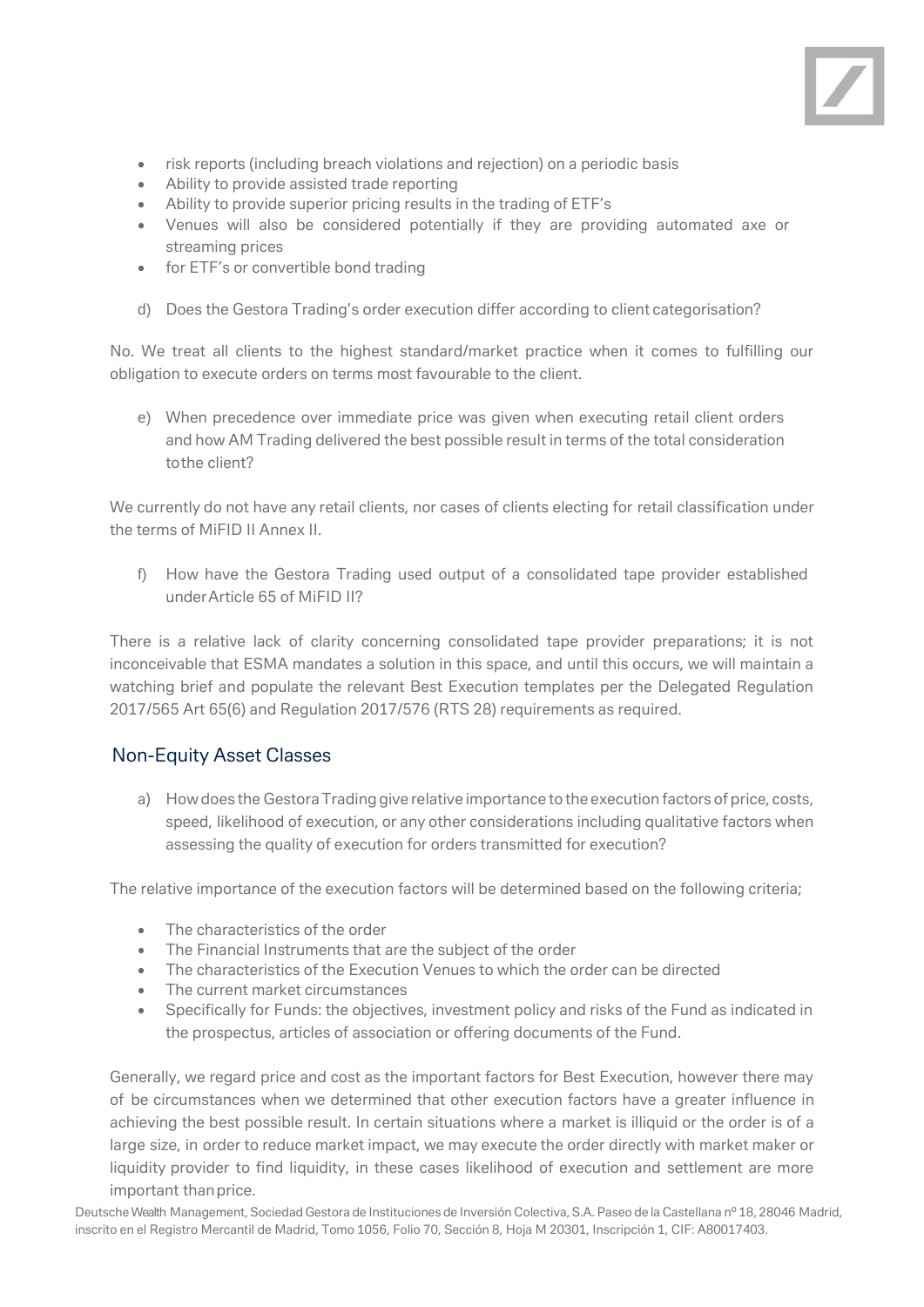- risk reports (including breach violations and rejection) on a periodic basis
- Ability to provide assisted trade reporting
- Ability to provide superior pricing results in the trading of ETF's
- Venues will also be considered potentially if they are providing automated axe or streaming prices
- for ETF's or convertible bond trading

d) Does the Gestora Trading's order execution differ according to client categorisation?

No. We treat all clients to the highest standard/market practice when it comes to fulfilling our obligation to execute orders on terms most favourable to the client.

e) When precedence over immediate price was given when executing retail client orders and how AM Trading delivered the best possible result in terms of the total consideration to the client?

We currently do not have any retail clients, nor cases of clients electing for retail classification under the terms of MiFID II Annex II.

f) How have the Gestora Trading used output of a consolidated tape provider established under Article 65 of MiFID II?

There is a relative lack of clarity concerning consolidated tape provider preparations; it is not inconceivable that ESMA mandates a solution in this space, and until this occurs, we will maintain a watching brief and populate the relevant Best Execution templates per the Delegated Regulation 2017/565 Art 65(6) and Regulation 2017/576 (RTS 28) requirements as required.

## Non-Equity Asset Classes

a) How does the Gestora Trading give relative importance to the execution factors of price, costs, speed, likelihood of execution, or any other considerations including qualitative factors when assessing the quality of execution for orders transmitted for execution?

The relative importance of the execution factors will be determined based on the following criteria;

- The characteristics of the order
- The Financial Instruments that are the subject of the order
- The characteristics of the Execution Venues to which the order can be directed
- The current market circumstances
- Specifically for Funds: the objectives, investment policy and risks of the Fund as indicated in the prospectus, articles of association or offering documents of the Fund.

Generally, we regard price and cost as the important factors for Best Execution, however there may of be circumstances when we determined that other execution factors have a greater influence in achieving the best possible result. In certain situations where a market is illiquid or the order is of a large size, in order to reduce market impact, we may execute the order directly with market maker or liquidity provider to find liquidity, in these cases likelihood of execution and settlement are more important than price.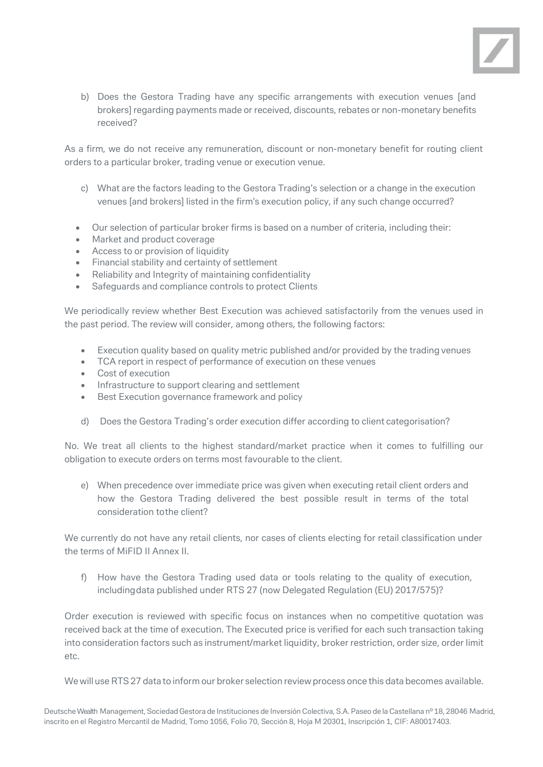b) Does the Gestora Trading have any specific arrangements with execution venues [and brokers] regarding payments made or received, discounts, rebates or non-monetary benefits received?

As a firm, we do not receive any remuneration, discount or non-monetary benefit for routing client orders to a particular broker, trading venue or execution venue.

c) What are the factors leading to the Gestora Trading's selection or a change in the execution venues [and brokers] listed in the firm's execution policy, if any such change occurred?

- Our selection of particular broker firms is based on a number of criteria, including their:
- Market and product coverage
- Access to or provision of liquidity
- Financial stability and certainty of settlement
- Reliability and Integrity of maintaining confidentiality
- Safeguards and compliance controls to protect Clients

We periodically review whether Best Execution was achieved satisfactorily from the venues used in the past period. The review will consider, among others, the following factors:

- Execution quality based on quality metric published and/or provided by the trading venues
- TCA report in respect of performance of execution on these venues
- Cost of execution
- Infrastructure to support clearing and settlement
- Best Execution governance framework and policy

d) Does the Gestora Trading's order execution differ according to client categorisation?

No. We treat all clients to the highest standard/market practice when it comes to fulfilling our obligation to execute orders on terms most favourable to the client.

e) When precedence over immediate price was given when executing retail client orders and how the Gestora Trading delivered the best possible result in terms of the total consideration to the client?

We currently do not have any retail clients, nor cases of clients electing for retail classification under the terms of MiFID II Annex II.

f) How have the Gestora Trading used data or tools relating to the quality of execution, including data published under RTS 27 (now Delegated Regulation (EU) 2017/575)?

Order execution is reviewed with specific focus on instances when no competitive quotation was received back at the time of execution. The Executed price is verified for each such transaction taking into consideration factors such as instrument/market liquidity, broker restriction, order size, order limit etc.

We will use RTS 27 data to inform our broker selection review process once this data becomes available.

Deutsche Wealth Management, Sociedad Gestora de Instituciones de Inversión Colectiva, S.A. Paseo de la Castellana nº 18, 28046 Madrid, inscrito en el Registro Mercantil de Madrid, Tomo 1056, Folio 70, Sección 8, Hoja M 20301, Inscripción 1, CIF: A80017403.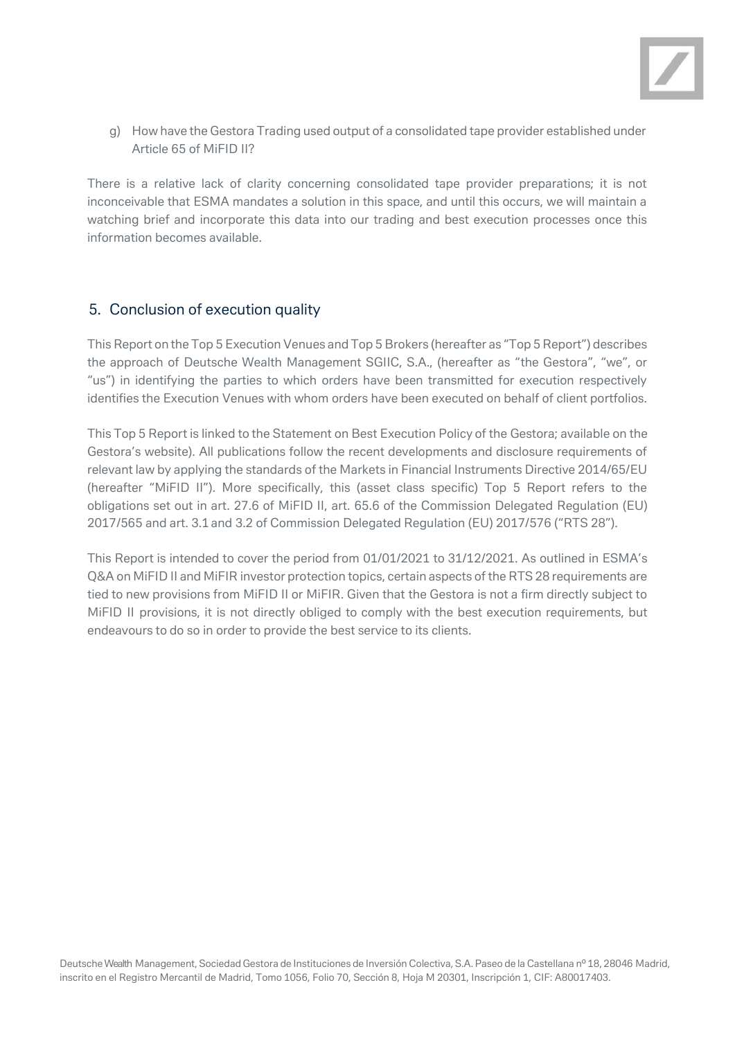g) How have the Gestora Trading used output of a consolidated tape provider established under Article 65 of MiFID II?

There is a relative lack of clarity concerning consolidated tape provider preparations; it is not inconceivable that ESMA mandates a solution in this space, and until this occurs, we will maintain a watching brief and incorporate this data into our trading and best execution processes once this information becomes available.

## 5. Conclusion of execution quality

This Report on the Top 5 Execution Venues and Top 5 Brokers (hereafter as "Top 5 Report") describes the approach of Deutsche Wealth Management SGIIC, S.A., (hereafter as "the Gestora", "we", or "us") in identifying the parties to which orders have been transmitted for execution respectively identifies the Execution Venues with whom orders have been executed on behalf of client portfolios.

This Top 5 Report is linked to the Statement on Best Execution Policy of the Gestora; available on the Gestora's website). All publications follow the recent developments and disclosure requirements of relevant law by applying the standards of the Markets in Financial Instruments Directive 2014/65/EU (hereafter "MiFID II"). More specifically, this (asset class specific) Top 5 Report refers to the obligations set out in art. 27.6 of MiFID II, art. 65.6 of the Commission Delegated Regulation (EU) 2017/565 and art. 3.1 and 3.2 of Commission Delegated Regulation (EU) 2017/576 ("RTS 28").

This Report is intended to cover the period from 01/01/2021 to 31/12/2021. As outlined in ESMA's Q&A on MiFID II and MiFIR investor protection topics, certain aspects of the RTS 28 requirements are tied to new provisions from MiFID II or MiFIR. Given that the Gestora is not a firm directly subject to MiFID II provisions, it is not directly obliged to comply with the best execution requirements, but endeavours to do so in order to provide the best service to its clients.